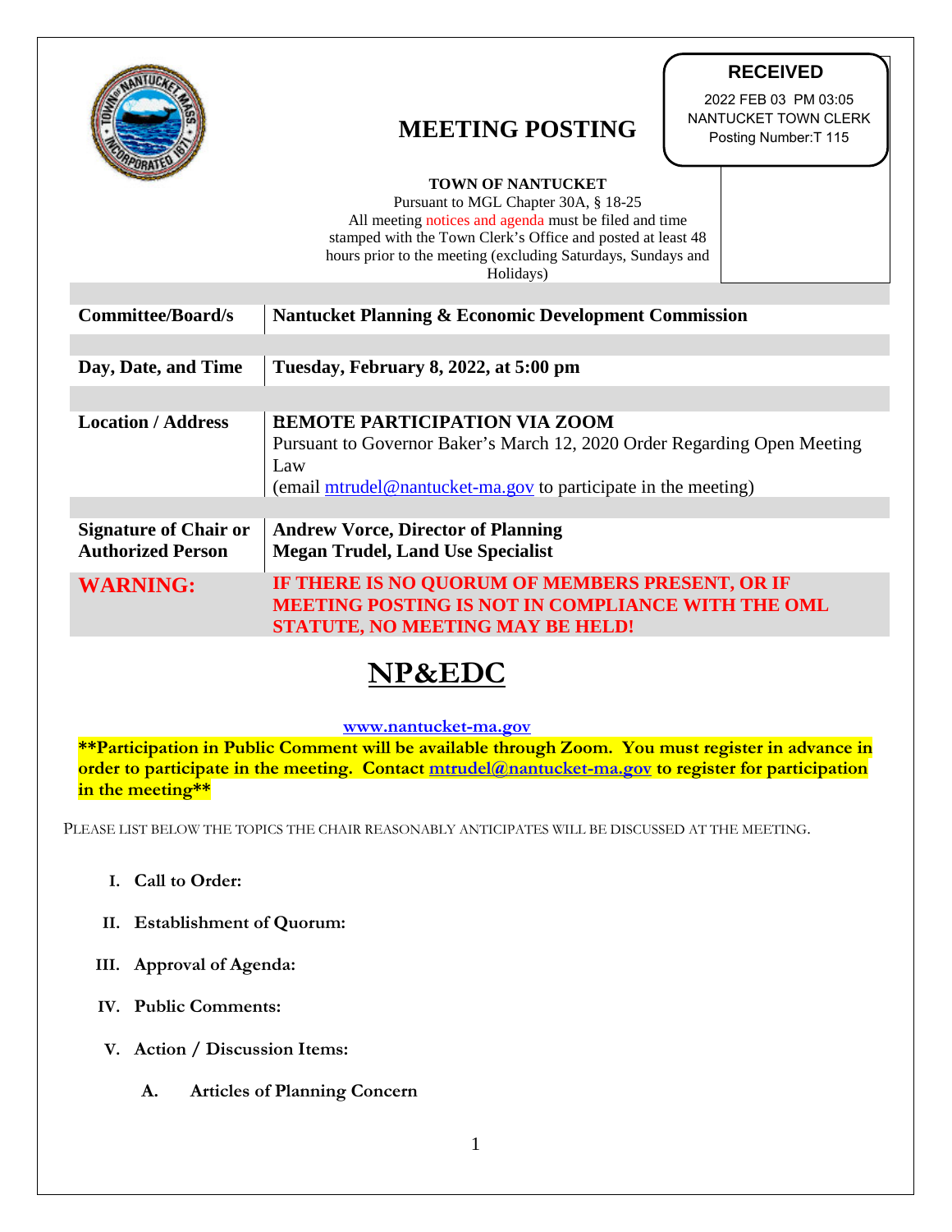**RECEIVED**

2022 FEB 03 PM 03:05
NANTUCKET TOWN CLERK
Posting Number:T 115

# MEETING POSTING

**TOWN OF NANTUCKET**
Pursuant to MGL Chapter 30A, § 18-25
All meeting notices and agenda must be filed and time stamped with the Town Clerk's Office and posted at least 48 hours prior to the meeting (excluding Saturdays, Sundays and Holidays)

| | |
|---|---|
| **Committee/Board/s** | **Nantucket Planning & Economic Development Commission** |
| **Day, Date, and Time** | **Tuesday, February 8, 2022, at 5:00 pm** |
| **Location / Address** | **REMOTE PARTICIPATION VIA ZOOM**<br>Pursuant to Governor Baker's March 12, 2020 Order Regarding Open Meeting Law<br>(email mtrudel@nantucket-ma.gov to participate in the meeting) |
| **Signature of Chair or Authorized Person** | **Andrew Vorce, Director of Planning**<br>**Megan Trudel, Land Use Specialist** |
| **WARNING:** | **IF THERE IS NO QUORUM OF MEMBERS PRESENT, OR IF MEETING POSTING IS NOT IN COMPLIANCE WITH THE OML STATUTE, NO MEETING MAY BE HELD!** |

# NP&EDC

**www.nantucket-ma.gov**

****Participation in Public Comment will be available through Zoom. You must register in advance in order to participate in the meeting. Contact mtrudel@nantucket-ma.gov to register for participation in the meeting****

PLEASE LIST BELOW THE TOPICS THE CHAIR REASONABLY ANTICIPATES WILL BE DISCUSSED AT THE MEETING.

I. **Call to Order:**

II. **Establishment of Quorum:**

III. **Approval of Agenda:**

IV. **Public Comments:**

V. **Action / Discussion Items:**

   A. **Articles of Planning Concern**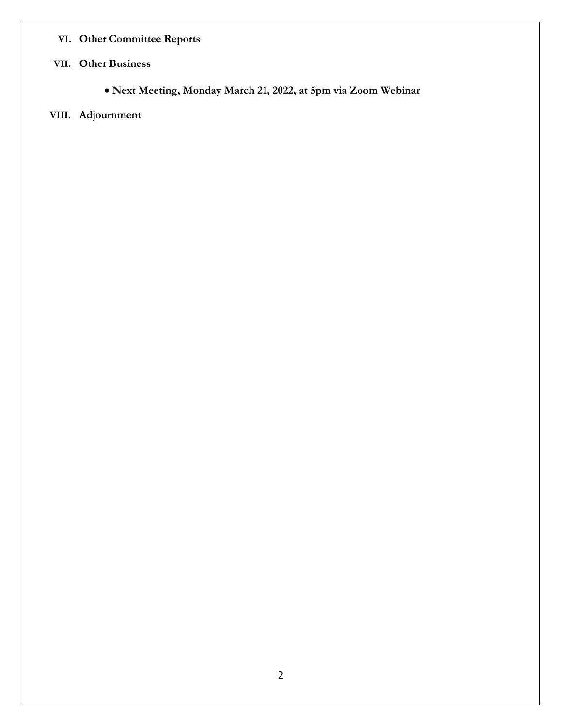**VI. Other Committee Reports**

**VII. Other Business**

- **Next Meeting, Monday March 21, 2022, at 5pm via Zoom Webinar**

**VIII. Adjournment**